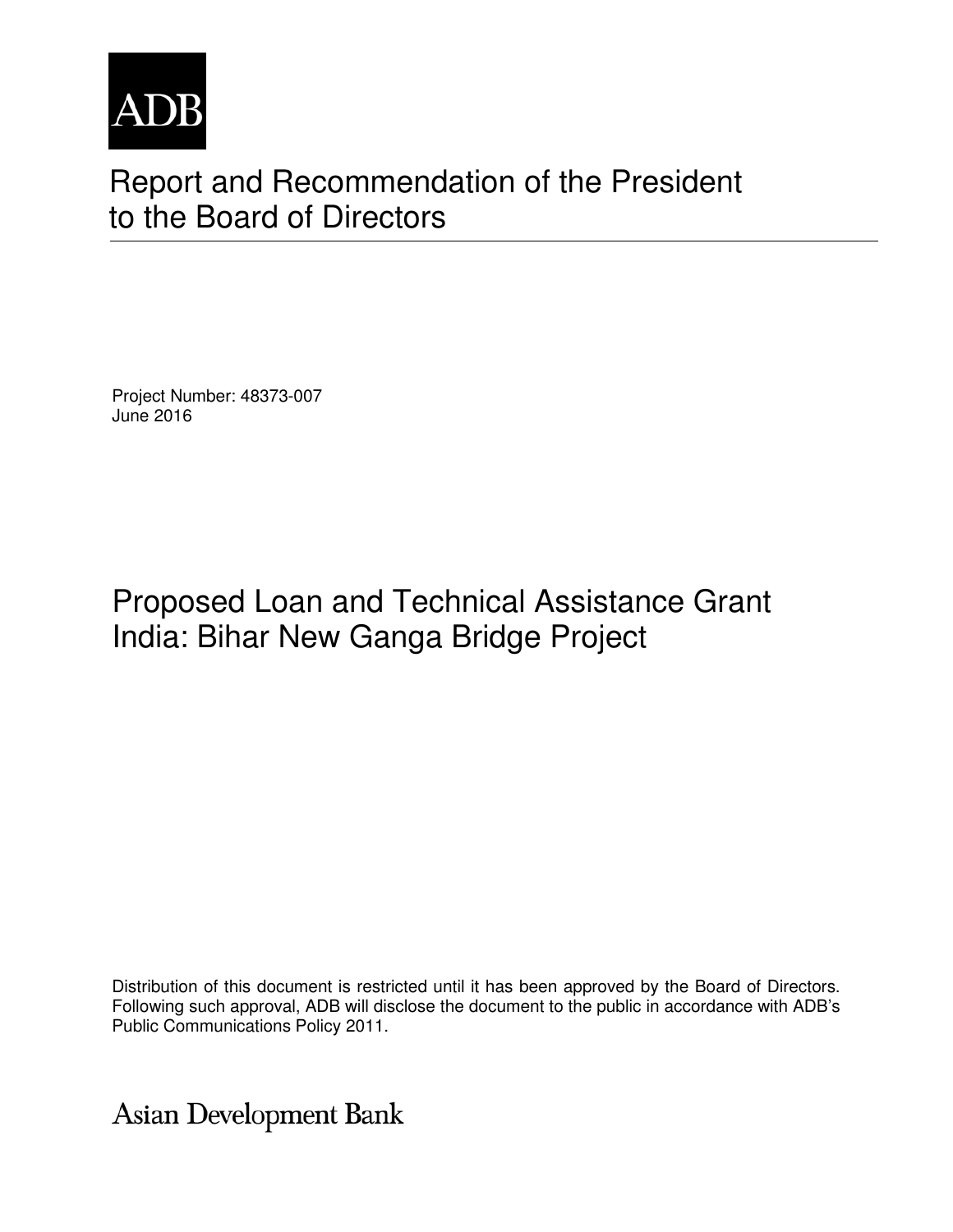ADB

# Report and Recommendation of the President to the Board of Directors

Project Number: 48373-007
June 2016

## Proposed Loan and Technical Assistance Grant India: Bihar New Ganga Bridge Project

Distribution of this document is restricted until it has been approved by the Board of Directors. Following such approval, ADB will disclose the document to the public in accordance with ADB's Public Communications Policy 2011.

Asian Development Bank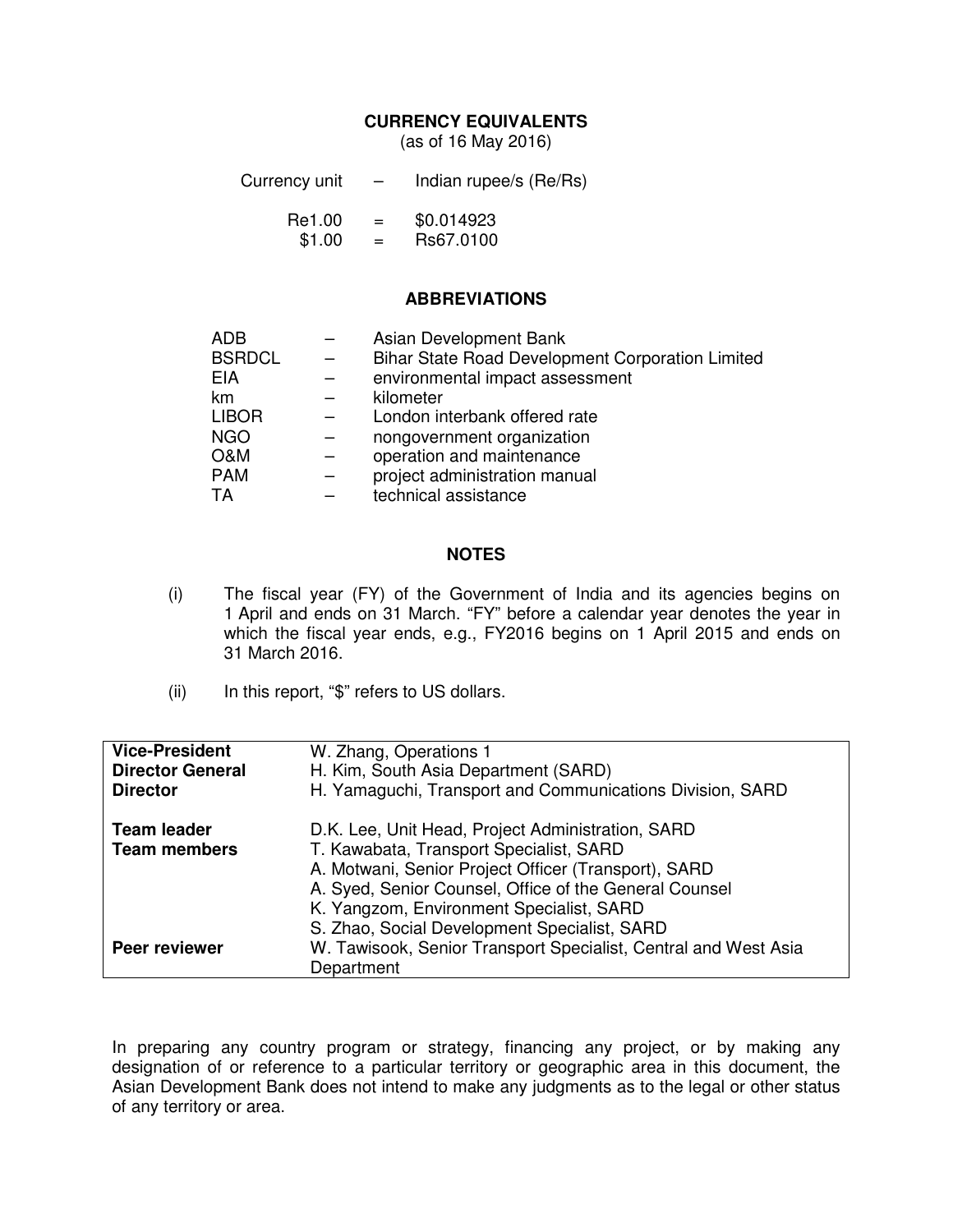## CURRENCY EQUIVALENTS

(as of 16 May 2016)

| | | |
|---|---|---|
| Currency unit | – | Indian rupee/s (Re/Rs) |
| Re1.00 | = | $0.014923 |
| $1.00 | = | Rs67.0100 |

## ABBREVIATIONS

| | | |
|---|---|---|
| ADB | – | Asian Development Bank |
| BSRDCL | – | Bihar State Road Development Corporation Limited |
| EIA | – | environmental impact assessment |
| km | – | kilometer |
| LIBOR | – | London interbank offered rate |
| NGO | – | nongovernment organization |
| O&M | – | operation and maintenance |
| PAM | – | project administration manual |
| TA | – | technical assistance |

## NOTES

(i) The fiscal year (FY) of the Government of India and its agencies begins on 1 April and ends on 31 March. "FY" before a calendar year denotes the year in which the fiscal year ends, e.g., FY2016 begins on 1 April 2015 and ends on 31 March 2016.

(ii) In this report, "$" refers to US dollars.

| | |
|---|---|
| **Vice-President** | W. Zhang, Operations 1 |
| **Director General** | H. Kim, South Asia Department (SARD) |
| **Director** | H. Yamaguchi, Transport and Communications Division, SARD |
| **Team leader** | D.K. Lee, Unit Head, Project Administration, SARD |
| **Team members** | T. Kawabata, Transport Specialist, SARD |
| | A. Motwani, Senior Project Officer (Transport), SARD |
| | A. Syed, Senior Counsel, Office of the General Counsel |
| | K. Yangzom, Environment Specialist, SARD |
| | S. Zhao, Social Development Specialist, SARD |
| **Peer reviewer** | W. Tawisook, Senior Transport Specialist, Central and West Asia Department |

In preparing any country program or strategy, financing any project, or by making any designation of or reference to a particular territory or geographic area in this document, the Asian Development Bank does not intend to make any judgments as to the legal or other status of any territory or area.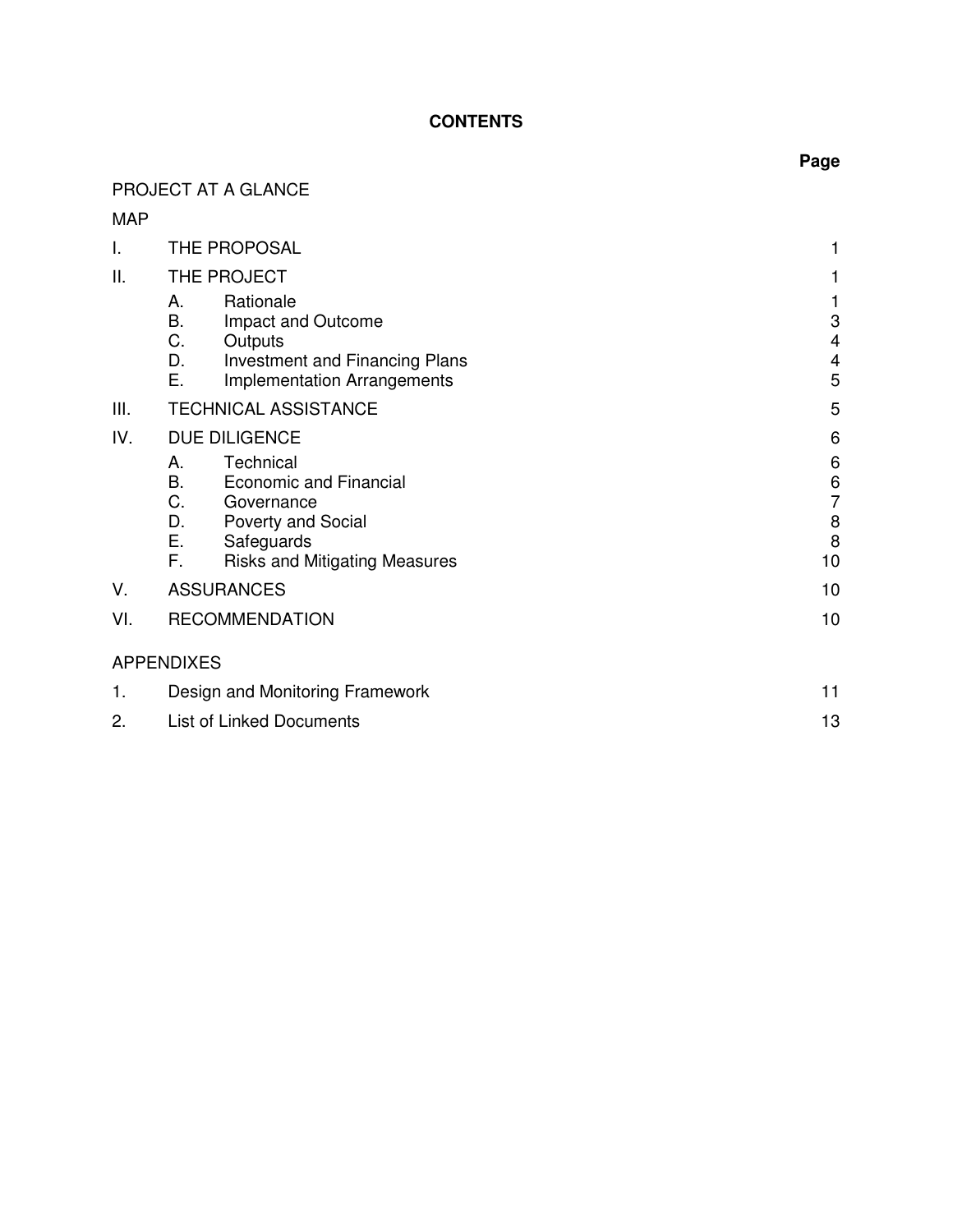# CONTENTS

| | | Page |
|---|---|---|
| PROJECT AT A GLANCE | | |
| MAP | | |
| I. | THE PROPOSAL | 1 |
| II. | THE PROJECT | 1 |
| | A. Rationale | 1 |
| | B. Impact and Outcome | 3 |
| | C. Outputs | 4 |
| | D. Investment and Financing Plans | 4 |
| | E. Implementation Arrangements | 5 |
| III. | TECHNICAL ASSISTANCE | 5 |
| IV. | DUE DILIGENCE | 6 |
| | A. Technical | 6 |
| | B. Economic and Financial | 6 |
| | C. Governance | 7 |
| | D. Poverty and Social | 8 |
| | E. Safeguards | 8 |
| | F. Risks and Mitigating Measures | 10 |
| V. | ASSURANCES | 10 |
| VI. | RECOMMENDATION | 10 |
| APPENDIXES | | |
| 1. | Design and Monitoring Framework | 11 |
| 2. | List of Linked Documents | 13 |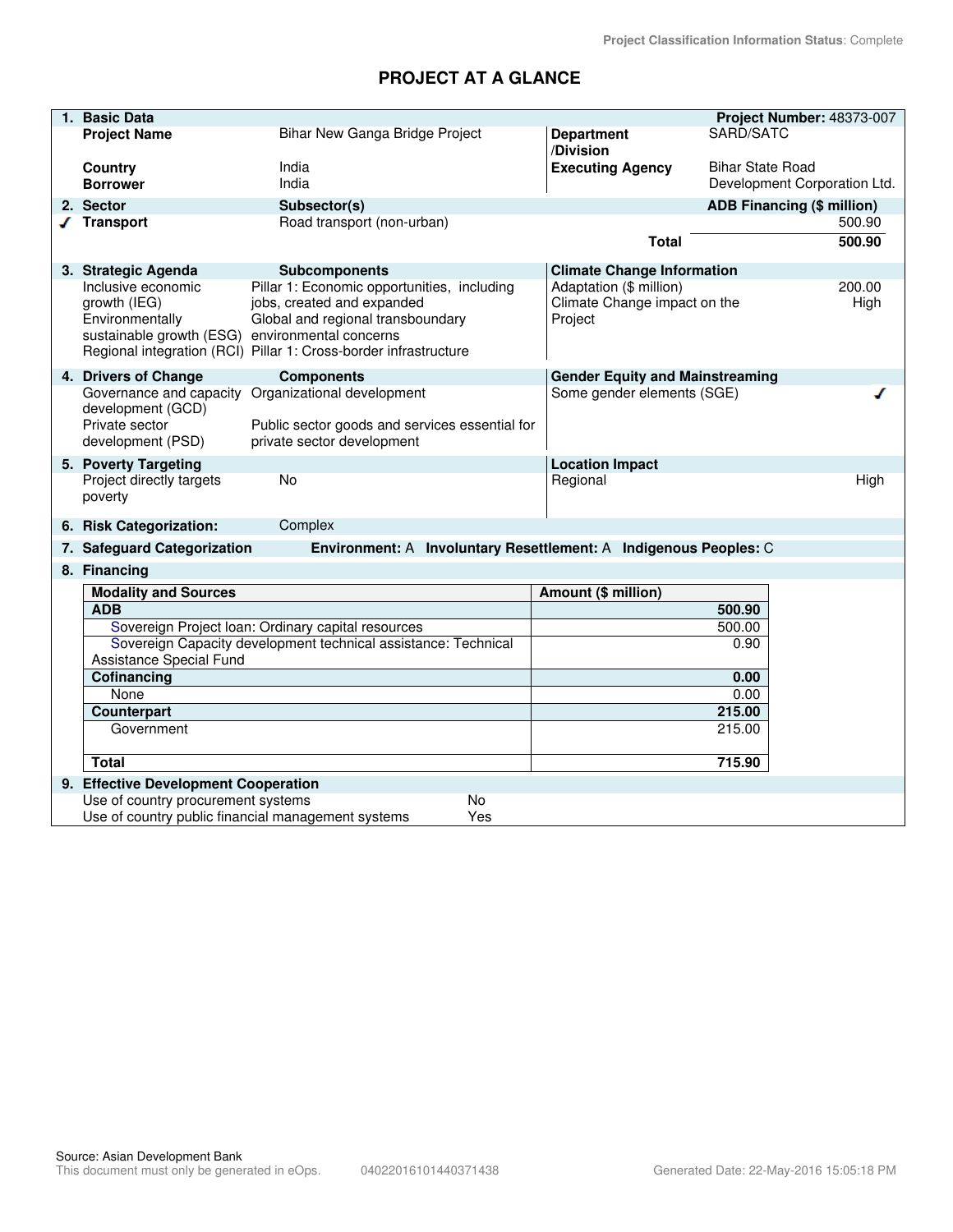Project Classification Information Status: Complete

# PROJECT AT A GLANCE

| 1. Basic Data | | | Project Number: 48373-007 |
|---|---|---|---|
| Project Name | Bihar New Ganga Bridge Project | Department /Division | SARD/SATC |
| Country | India | Executing Agency | Bihar State Road Development Corporation Ltd. |
| Borrower | India | | |

| 2. Sector | Subsector(s) | ADB Financing ($ million) |
|---|---|---|
| ✓ Transport | Road transport (non-urban) | 500.90 |
| | Total | 500.90 |

| 3. Strategic Agenda | Subcomponents | Climate Change Information | |
|---|---|---|---|
| Inclusive economic growth (IEG) | Pillar 1: Economic opportunities, including jobs, created and expanded | Adaptation ($ million) | 200.00 |
| Environmentally sustainable growth (ESG) | Global and regional transboundary environmental concerns | Climate Change impact on the Project | High |
| Regional integration (RCI) | Pillar 1: Cross-border infrastructure | | |

| 4. Drivers of Change | Components | Gender Equity and Mainstreaming | |
|---|---|---|---|
| Governance and capacity development (GCD) | Organizational development | Some gender elements (SGE) | ✓ |
| Private sector development (PSD) | Public sector goods and services essential for private sector development | | |

| 5. Poverty Targeting | | Location Impact | |
|---|---|---|---|
| Project directly targets poverty | No | Regional | High |

**6. Risk Categorization:** Complex

**7. Safeguard Categorization** Environment: A Involuntary Resettlement: A Indigenous Peoples: C

**8. Financing**

| Modality and Sources | Amount ($ million) |
|---|---|
| **ADB** | **500.90** |
| Sovereign Project loan: Ordinary capital resources | 500.00 |
| Sovereign Capacity development technical assistance: Technical Assistance Special Fund | 0.90 |
| **Cofinancing** | **0.00** |
| None | 0.00 |
| **Counterpart** | **215.00** |
| Government | 215.00 |
| **Total** | **715.90** |

**9. Effective Development Cooperation**

| | |
|---|---|
| Use of country procurement systems | No |
| Use of country public financial management systems | Yes |

Source: Asian Development Bank
This document must only be generated in eOps. 04022016101440371438 Generated Date: 22-May-2016 15:05:18 PM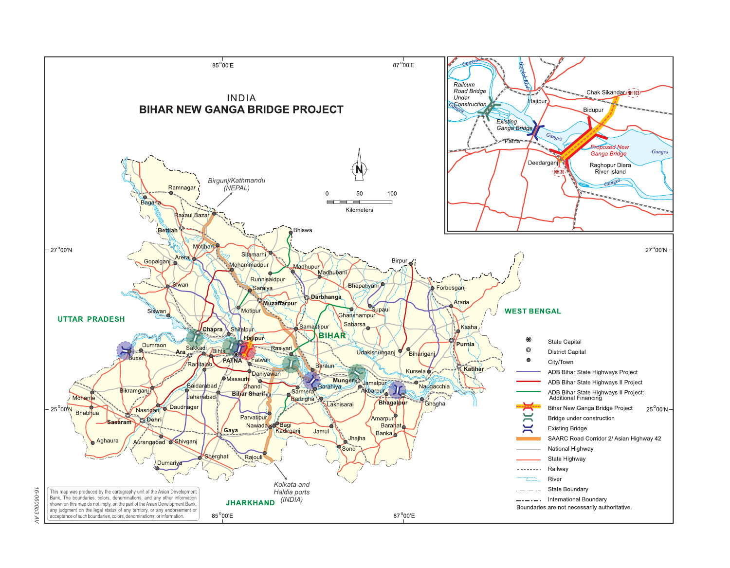# INDIA

## BIHAR NEW GANGA BRIDGE PROJECT

- State Capital
- District Capital
- City/Town
- ADB Bihar State Highways Project
- ADB Bihar State Highways II Project
- ADB Bihar State Highways II Project: Additional Financing
- Bihar New Ganga Bridge Project
- Bridge under construction
- Existing Bridge
- SAARC Road Corridor 2/ Asian Highway 42
- National Highway
- State Highway
- Railway
- River
- State Boundary
- International Boundary

Boundaries are not necessarily authoritative.

This map was produced by the cartography unit of the Asian Development Bank. The boundaries, colors, denominations, and any other information shown on this map do not imply, on the part of the Asian Development Bank, any judgment on the legal status of any territory, or any endorsement or acceptance of such boundaries, colors, denominations, or information.

16-0600b3 AV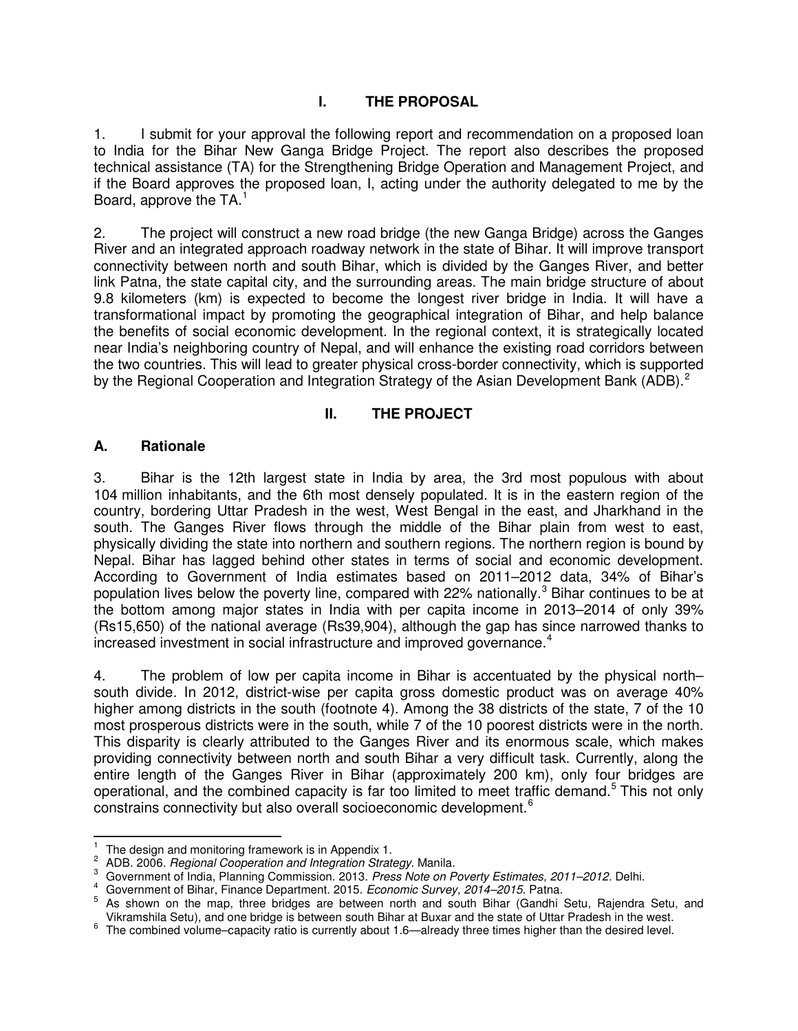# I. THE PROPOSAL

1. I submit for your approval the following report and recommendation on a proposed loan to India for the Bihar New Ganga Bridge Project. The report also describes the proposed technical assistance (TA) for the Strengthening Bridge Operation and Management Project, and if the Board approves the proposed loan, I, acting under the authority delegated to me by the Board, approve the TA.[1]

2. The project will construct a new road bridge (the new Ganga Bridge) across the Ganges River and an integrated approach roadway network in the state of Bihar. It will improve transport connectivity between north and south Bihar, which is divided by the Ganges River, and better link Patna, the state capital city, and the surrounding areas. The main bridge structure of about 9.8 kilometers (km) is expected to become the longest river bridge in India. It will have a transformational impact by promoting the geographical integration of Bihar, and help balance the benefits of social economic development. In the regional context, it is strategically located near India's neighboring country of Nepal, and will enhance the existing road corridors between the two countries. This will lead to greater physical cross-border connectivity, which is supported by the Regional Cooperation and Integration Strategy of the Asian Development Bank (ADB).[2]

# II. THE PROJECT

## A. Rationale

3. Bihar is the 12th largest state in India by area, the 3rd most populous with about 104 million inhabitants, and the 6th most densely populated. It is in the eastern region of the country, bordering Uttar Pradesh in the west, West Bengal in the east, and Jharkhand in the south. The Ganges River flows through the middle of the Bihar plain from west to east, physically dividing the state into northern and southern regions. The northern region is bound by Nepal. Bihar has lagged behind other states in terms of social and economic development. According to Government of India estimates based on 2011–2012 data, 34% of Bihar's population lives below the poverty line, compared with 22% nationally.[3] Bihar continues to be at the bottom among major states in India with per capita income in 2013–2014 of only 39% (Rs15,650) of the national average (Rs39,904), although the gap has since narrowed thanks to increased investment in social infrastructure and improved governance.[4]

4. The problem of low per capita income in Bihar is accentuated by the physical north–south divide. In 2012, district-wise per capita gross domestic product was on average 40% higher among districts in the south (footnote 4). Among the 38 districts of the state, 7 of the 10 most prosperous districts were in the south, while 7 of the 10 poorest districts were in the north. This disparity is clearly attributed to the Ganges River and its enormous scale, which makes providing connectivity between north and south Bihar a very difficult task. Currently, along the entire length of the Ganges River in Bihar (approximately 200 km), only four bridges are operational, and the combined capacity is far too limited to meet traffic demand.[5] This not only constrains connectivity but also overall socioeconomic development.[6]

---

[1] The design and monitoring framework is in Appendix 1.

[2] ADB. 2006. *Regional Cooperation and Integration Strategy*. Manila.

[3] Government of India, Planning Commission. 2013. *Press Note on Poverty Estimates, 2011–2012.* Delhi.

[4] Government of Bihar, Finance Department. 2015. *Economic Survey, 2014–2015.* Patna.

[5] As shown on the map, three bridges are between north and south Bihar (Gandhi Setu, Rajendra Setu, and Vikramshila Setu), and one bridge is between south Bihar at Buxar and the state of Uttar Pradesh in the west.

[6] The combined volume–capacity ratio is currently about 1.6—already three times higher than the desired level.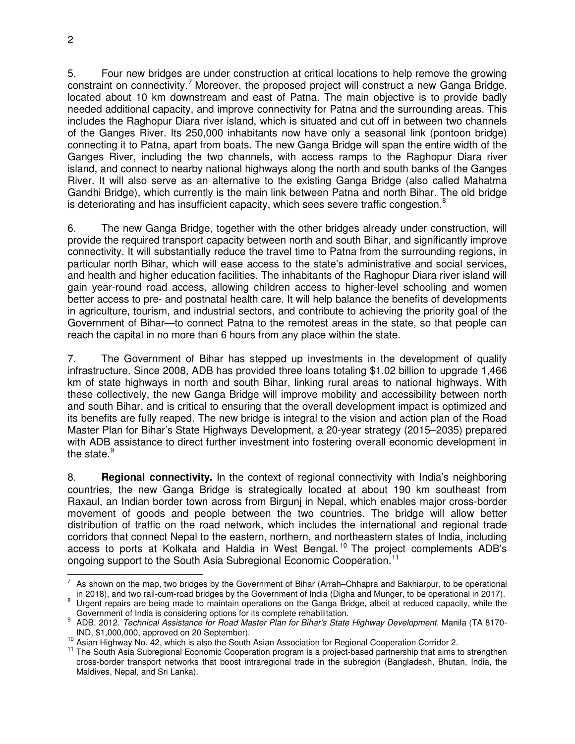5. Four new bridges are under construction at critical locations to help remove the growing constraint on connectivity.[7] Moreover, the proposed project will construct a new Ganga Bridge, located about 10 km downstream and east of Patna. The main objective is to provide badly needed additional capacity, and improve connectivity for Patna and the surrounding areas. This includes the Raghopur Diara river island, which is situated and cut off in between two channels of the Ganges River. Its 250,000 inhabitants now have only a seasonal link (pontoon bridge) connecting it to Patna, apart from boats. The new Ganga Bridge will span the entire width of the Ganges River, including the two channels, with access ramps to the Raghopur Diara river island, and connect to nearby national highways along the north and south banks of the Ganges River. It will also serve as an alternative to the existing Ganga Bridge (also called Mahatma Gandhi Bridge), which currently is the main link between Patna and north Bihar. The old bridge is deteriorating and has insufficient capacity, which sees severe traffic congestion.[8]

6. The new Ganga Bridge, together with the other bridges already under construction, will provide the required transport capacity between north and south Bihar, and significantly improve connectivity. It will substantially reduce the travel time to Patna from the surrounding regions, in particular north Bihar, which will ease access to the state's administrative and social services, and health and higher education facilities. The inhabitants of the Raghopur Diara river island will gain year-round road access, allowing children access to higher-level schooling and women better access to pre- and postnatal health care. It will help balance the benefits of developments in agriculture, tourism, and industrial sectors, and contribute to achieving the priority goal of the Government of Bihar—to connect Patna to the remotest areas in the state, so that people can reach the capital in no more than 6 hours from any place within the state.

7. The Government of Bihar has stepped up investments in the development of quality infrastructure. Since 2008, ADB has provided three loans totaling $1.02 billion to upgrade 1,466 km of state highways in north and south Bihar, linking rural areas to national highways. With these collectively, the new Ganga Bridge will improve mobility and accessibility between north and south Bihar, and is critical to ensuring that the overall development impact is optimized and its benefits are fully reaped. The new bridge is integral to the vision and action plan of the Road Master Plan for Bihar's State Highways Development, a 20-year strategy (2015–2035) prepared with ADB assistance to direct further investment into fostering overall economic development in the state.[9]

8. **Regional connectivity.** In the context of regional connectivity with India's neighboring countries, the new Ganga Bridge is strategically located at about 190 km southeast from Raxaul, an Indian border town across from Birgunj in Nepal, which enables major cross-border movement of goods and people between the two countries. The bridge will allow better distribution of traffic on the road network, which includes the international and regional trade corridors that connect Nepal to the eastern, northern, and northeastern states of India, including access to ports at Kolkata and Haldia in West Bengal.[10] The project complements ADB's ongoing support to the South Asia Subregional Economic Cooperation.[11]

---

[7] As shown on the map, two bridges by the Government of Bihar (Arrah–Chhapra and Bakhiarpur, to be operational in 2018), and two rail-cum-road bridges by the Government of India (Digha and Munger, to be operational in 2017).

[8] Urgent repairs are being made to maintain operations on the Ganga Bridge, albeit at reduced capacity, while the Government of India is considering options for its complete rehabilitation.

[9] ADB. 2012. *Technical Assistance for Road Master Plan for Bihar's State Highway Development*. Manila (TA 8170-IND, $1,000,000, approved on 20 September).

[10] Asian Highway No. 42, which is also the South Asian Association for Regional Cooperation Corridor 2.

[11] The South Asia Subregional Economic Cooperation program is a project-based partnership that aims to strengthen cross-border transport networks that boost intraregional trade in the subregion (Bangladesh, Bhutan, India, the Maldives, Nepal, and Sri Lanka).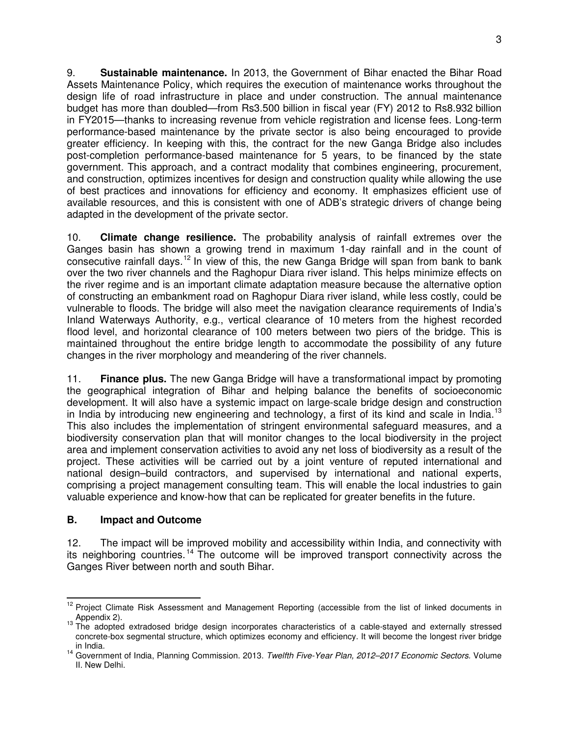9. **Sustainable maintenance.** In 2013, the Government of Bihar enacted the Bihar Road Assets Maintenance Policy, which requires the execution of maintenance works throughout the design life of road infrastructure in place and under construction. The annual maintenance budget has more than doubled—from Rs3.500 billion in fiscal year (FY) 2012 to Rs8.932 billion in FY2015—thanks to increasing revenue from vehicle registration and license fees. Long-term performance-based maintenance by the private sector is also being encouraged to provide greater efficiency. In keeping with this, the contract for the new Ganga Bridge also includes post-completion performance-based maintenance for 5 years, to be financed by the state government. This approach, and a contract modality that combines engineering, procurement, and construction, optimizes incentives for design and construction quality while allowing the use of best practices and innovations for efficiency and economy. It emphasizes efficient use of available resources, and this is consistent with one of ADB's strategic drivers of change being adapted in the development of the private sector.

10. **Climate change resilience.** The probability analysis of rainfall extremes over the Ganges basin has shown a growing trend in maximum 1-day rainfall and in the count of consecutive rainfall days.[12] In view of this, the new Ganga Bridge will span from bank to bank over the two river channels and the Raghopur Diara river island. This helps minimize effects on the river regime and is an important climate adaptation measure because the alternative option of constructing an embankment road on Raghopur Diara river island, while less costly, could be vulnerable to floods. The bridge will also meet the navigation clearance requirements of India's Inland Waterways Authority, e.g., vertical clearance of 10 meters from the highest recorded flood level, and horizontal clearance of 100 meters between two piers of the bridge. This is maintained throughout the entire bridge length to accommodate the possibility of any future changes in the river morphology and meandering of the river channels.

11. **Finance plus.** The new Ganga Bridge will have a transformational impact by promoting the geographical integration of Bihar and helping balance the benefits of socioeconomic development. It will also have a systemic impact on large-scale bridge design and construction in India by introducing new engineering and technology, a first of its kind and scale in India.[13] This also includes the implementation of stringent environmental safeguard measures, and a biodiversity conservation plan that will monitor changes to the local biodiversity in the project area and implement conservation activities to avoid any net loss of biodiversity as a result of the project. These activities will be carried out by a joint venture of reputed international and national design–build contractors, and supervised by international and national experts, comprising a project management consulting team. This will enable the local industries to gain valuable experience and know-how that can be replicated for greater benefits in the future.

## B. Impact and Outcome

12. The impact will be improved mobility and accessibility within India, and connectivity with its neighboring countries.[14] The outcome will be improved transport connectivity across the Ganges River between north and south Bihar.

---

[12] Project Climate Risk Assessment and Management Reporting (accessible from the list of linked documents in Appendix 2).

[13] The adopted extradosed bridge design incorporates characteristics of a cable-stayed and externally stressed concrete-box segmental structure, which optimizes economy and efficiency. It will become the longest river bridge in India.

[14] Government of India, Planning Commission. 2013. *Twelfth Five-Year Plan, 2012–2017 Economic Sectors.* Volume II. New Delhi.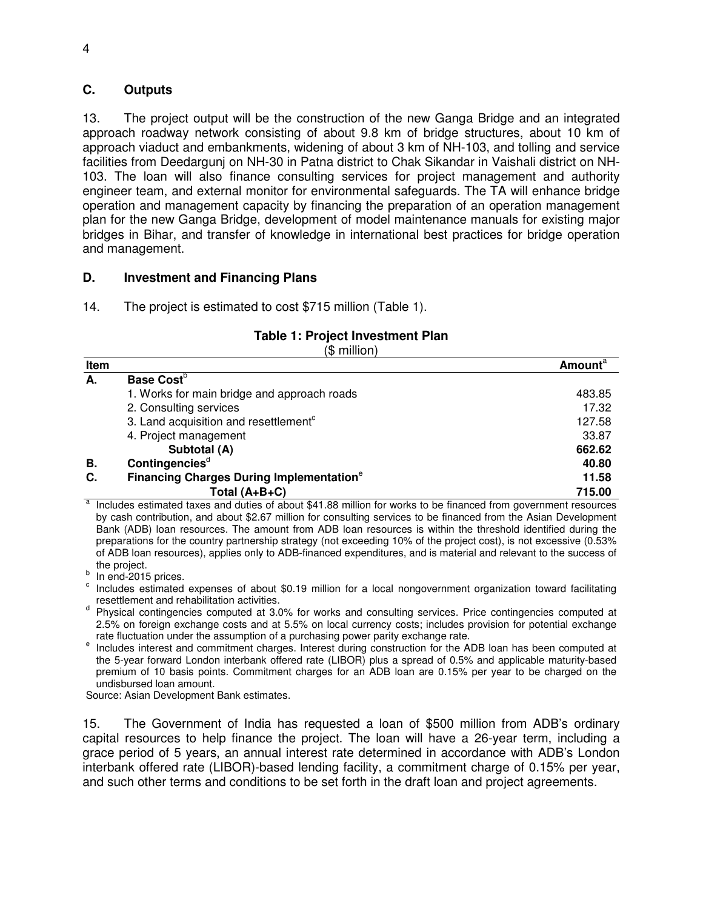## C. Outputs

13. The project output will be the construction of the new Ganga Bridge and an integrated approach roadway network consisting of about 9.8 km of bridge structures, about 10 km of approach viaduct and embankments, widening of about 3 km of NH-103, and tolling and service facilities from Deedargunj on NH-30 in Patna district to Chak Sikandar in Vaishali district on NH-103. The loan will also finance consulting services for project management and authority engineer team, and external monitor for environmental safeguards. The TA will enhance bridge operation and management capacity by financing the preparation of an operation management plan for the new Ganga Bridge, development of model maintenance manuals for existing major bridges in Bihar, and transfer of knowledge in international best practices for bridge operation and management.

## D. Investment and Financing Plans

14. The project is estimated to cost $715 million (Table 1).

**Table 1: Project Investment Plan**
($ million)

| Item | | Amount[a] |
|---|---|---|
| **A.** | **Base Cost**[b] | |
| | 1. Works for main bridge and approach roads | 483.85 |
| | 2. Consulting services | 17.32 |
| | 3. Land acquisition and resettlement[c] | 127.58 |
| | 4. Project management | 33.87 |
| | **Subtotal (A)** | **662.62** |
| **B.** | **Contingencies**[d] | **40.80** |
| **C.** | **Financing Charges During Implementation**[e] | **11.58** |
| | **Total (A+B+C)** | **715.00** |

[a] Includes estimated taxes and duties of about $41.88 million for works to be financed from government resources by cash contribution, and about $2.67 million for consulting services to be financed from the Asian Development Bank (ADB) loan resources. The amount from ADB loan resources is within the threshold identified during the preparations for the country partnership strategy (not exceeding 10% of the project cost), is not excessive (0.53% of ADB loan resources), applies only to ADB-financed expenditures, and is material and relevant to the success of the project.

[b] In end-2015 prices.

[c] Includes estimated expenses of about $0.19 million for a local nongovernment organization toward facilitating resettlement and rehabilitation activities.

[d] Physical contingencies computed at 3.0% for works and consulting services. Price contingencies computed at 2.5% on foreign exchange costs and at 5.5% on local currency costs; includes provision for potential exchange rate fluctuation under the assumption of a purchasing power parity exchange rate.

[e] Includes interest and commitment charges. Interest during construction for the ADB loan has been computed at the 5-year forward London interbank offered rate (LIBOR) plus a spread of 0.5% and applicable maturity-based premium of 10 basis points. Commitment charges for an ADB loan are 0.15% per year to be charged on the undisbursed loan amount.

Source: Asian Development Bank estimates.

15. The Government of India has requested a loan of $500 million from ADB's ordinary capital resources to help finance the project. The loan will have a 26-year term, including a grace period of 5 years, an annual interest rate determined in accordance with ADB's London interbank offered rate (LIBOR)-based lending facility, a commitment charge of 0.15% per year, and such other terms and conditions to be set forth in the draft loan and project agreements.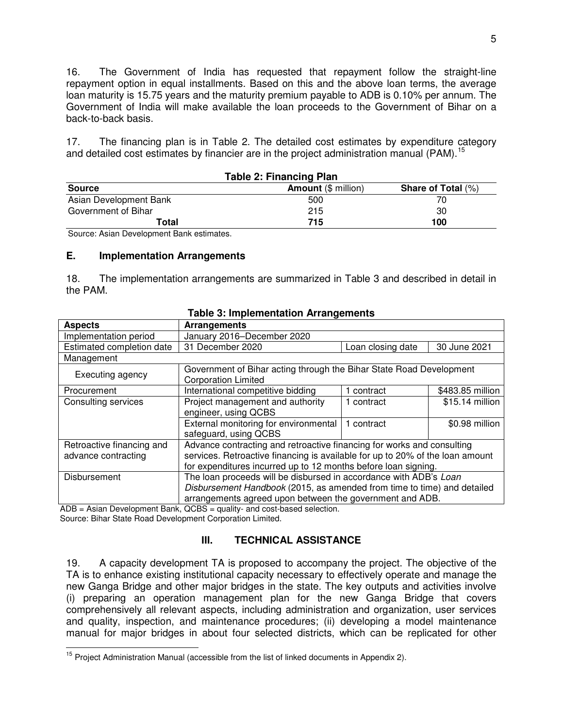16. The Government of India has requested that repayment follow the straight-line repayment option in equal installments. Based on this and the above loan terms, the average loan maturity is 15.75 years and the maturity premium payable to ADB is 0.10% per annum. The Government of India will make available the loan proceeds to the Government of Bihar on a back-to-back basis.

17. The financing plan is in Table 2. The detailed cost estimates by expenditure category and detailed cost estimates by financier are in the project administration manual (PAM).[15]

**Table 2: Financing Plan**

| Source | Amount ($ million) | Share of Total (%) |
|---|---|---|
| Asian Development Bank | 500 | 70 |
| Government of Bihar | 215 | 30 |
| **Total** | **715** | **100** |

Source: Asian Development Bank estimates.

## E. Implementation Arrangements

18. The implementation arrangements are summarized in Table 3 and described in detail in the PAM.

**Table 3: Implementation Arrangements**

| Aspects | Arrangements | | |
|---|---|---|---|
| Implementation period | January 2016–December 2020 | | |
| Estimated completion date | 31 December 2020 | Loan closing date | 30 June 2021 |
| Management | | | |
| Executing agency | Government of Bihar acting through the Bihar State Road Development Corporation Limited | | |
| Procurement | International competitive bidding | 1 contract | $483.85 million |
| Consulting services | Project management and authority engineer, using QCBS | 1 contract | $15.14 million |
| | External monitoring for environmental safeguard, using QCBS | 1 contract | $0.98 million |
| Retroactive financing and advance contracting | Advance contracting and retroactive financing for works and consulting services. Retroactive financing is available for up to 20% of the loan amount for expenditures incurred up to 12 months before loan signing. | | |
| Disbursement | The loan proceeds will be disbursed in accordance with ADB's *Loan Disbursement Handbook* (2015, as amended from time to time) and detailed arrangements agreed upon between the government and ADB. | | |

ADB = Asian Development Bank, QCBS = quality- and cost-based selection.
Source: Bihar State Road Development Corporation Limited.

# III. TECHNICAL ASSISTANCE

19. A capacity development TA is proposed to accompany the project. The objective of the TA is to enhance existing institutional capacity necessary to effectively operate and manage the new Ganga Bridge and other major bridges in the state. The key outputs and activities involve (i) preparing an operation management plan for the new Ganga Bridge that covers comprehensively all relevant aspects, including administration and organization, user services and quality, inspection, and maintenance procedures; (ii) developing a model maintenance manual for major bridges in about four selected districts, which can be replicated for other

[15] Project Administration Manual (accessible from the list of linked documents in Appendix 2).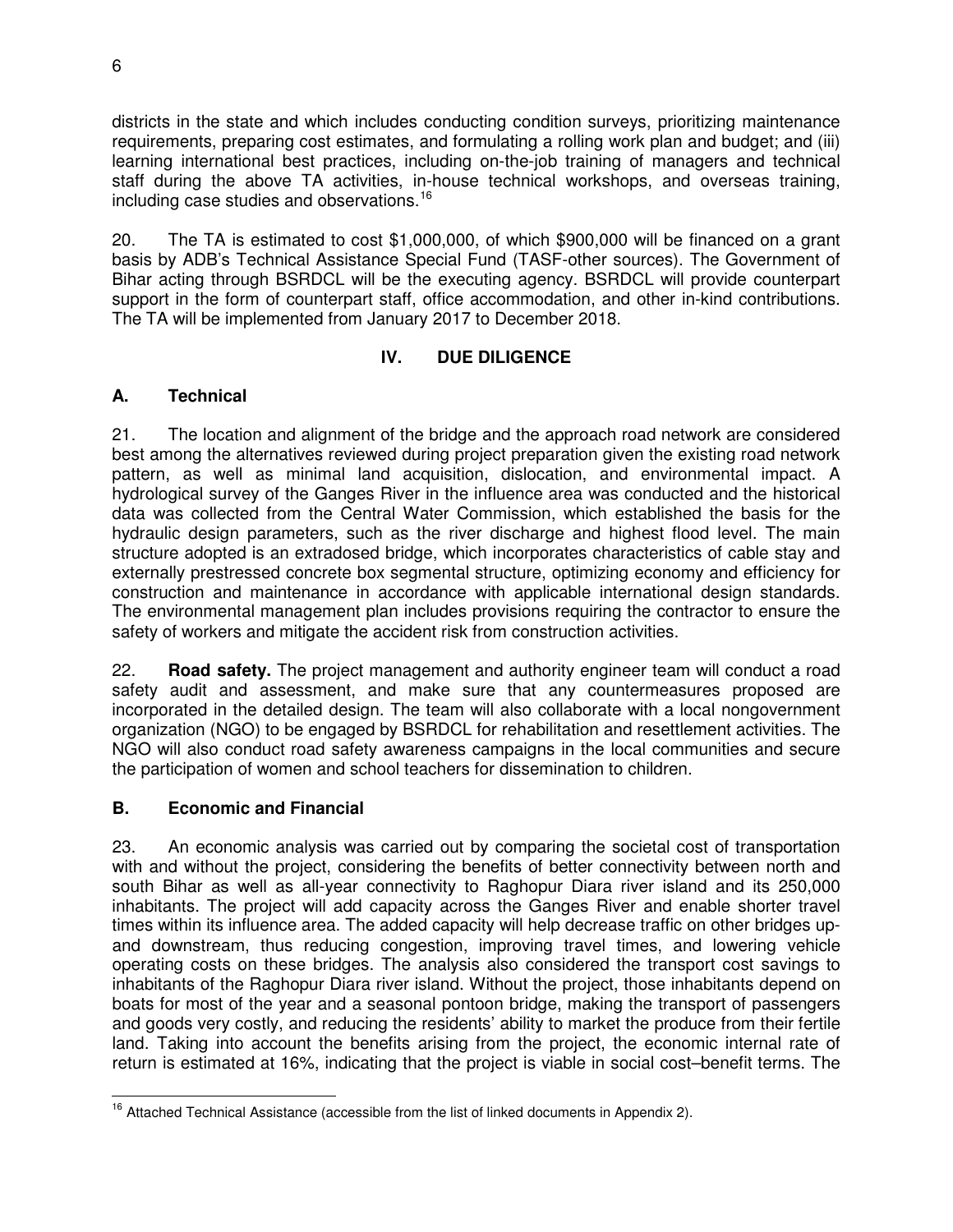districts in the state and which includes conducting condition surveys, prioritizing maintenance requirements, preparing cost estimates, and formulating a rolling work plan and budget; and (iii) learning international best practices, including on-the-job training of managers and technical staff during the above TA activities, in-house technical workshops, and overseas training, including case studies and observations.[16]

20. The TA is estimated to cost $1,000,000, of which $900,000 will be financed on a grant basis by ADB's Technical Assistance Special Fund (TASF-other sources). The Government of Bihar acting through BSRDCL will be the executing agency. BSRDCL will provide counterpart support in the form of counterpart staff, office accommodation, and other in-kind contributions. The TA will be implemented from January 2017 to December 2018.

## IV. DUE DILIGENCE

### A. Technical

21. The location and alignment of the bridge and the approach road network are considered best among the alternatives reviewed during project preparation given the existing road network pattern, as well as minimal land acquisition, dislocation, and environmental impact. A hydrological survey of the Ganges River in the influence area was conducted and the historical data was collected from the Central Water Commission, which established the basis for the hydraulic design parameters, such as the river discharge and highest flood level. The main structure adopted is an extradosed bridge, which incorporates characteristics of cable stay and externally prestressed concrete box segmental structure, optimizing economy and efficiency for construction and maintenance in accordance with applicable international design standards. The environmental management plan includes provisions requiring the contractor to ensure the safety of workers and mitigate the accident risk from construction activities.

22. **Road safety.** The project management and authority engineer team will conduct a road safety audit and assessment, and make sure that any countermeasures proposed are incorporated in the detailed design. The team will also collaborate with a local nongovernment organization (NGO) to be engaged by BSRDCL for rehabilitation and resettlement activities. The NGO will also conduct road safety awareness campaigns in the local communities and secure the participation of women and school teachers for dissemination to children.

### B. Economic and Financial

23. An economic analysis was carried out by comparing the societal cost of transportation with and without the project, considering the benefits of better connectivity between north and south Bihar as well as all-year connectivity to Raghopur Diara river island and its 250,000 inhabitants. The project will add capacity across the Ganges River and enable shorter travel times within its influence area. The added capacity will help decrease traffic on other bridges up- and downstream, thus reducing congestion, improving travel times, and lowering vehicle operating costs on these bridges. The analysis also considered the transport cost savings to inhabitants of the Raghopur Diara river island. Without the project, those inhabitants depend on boats for most of the year and a seasonal pontoon bridge, making the transport of passengers and goods very costly, and reducing the residents' ability to market the produce from their fertile land. Taking into account the benefits arising from the project, the economic internal rate of return is estimated at 16%, indicating that the project is viable in social cost–benefit terms. The

[16] Attached Technical Assistance (accessible from the list of linked documents in Appendix 2).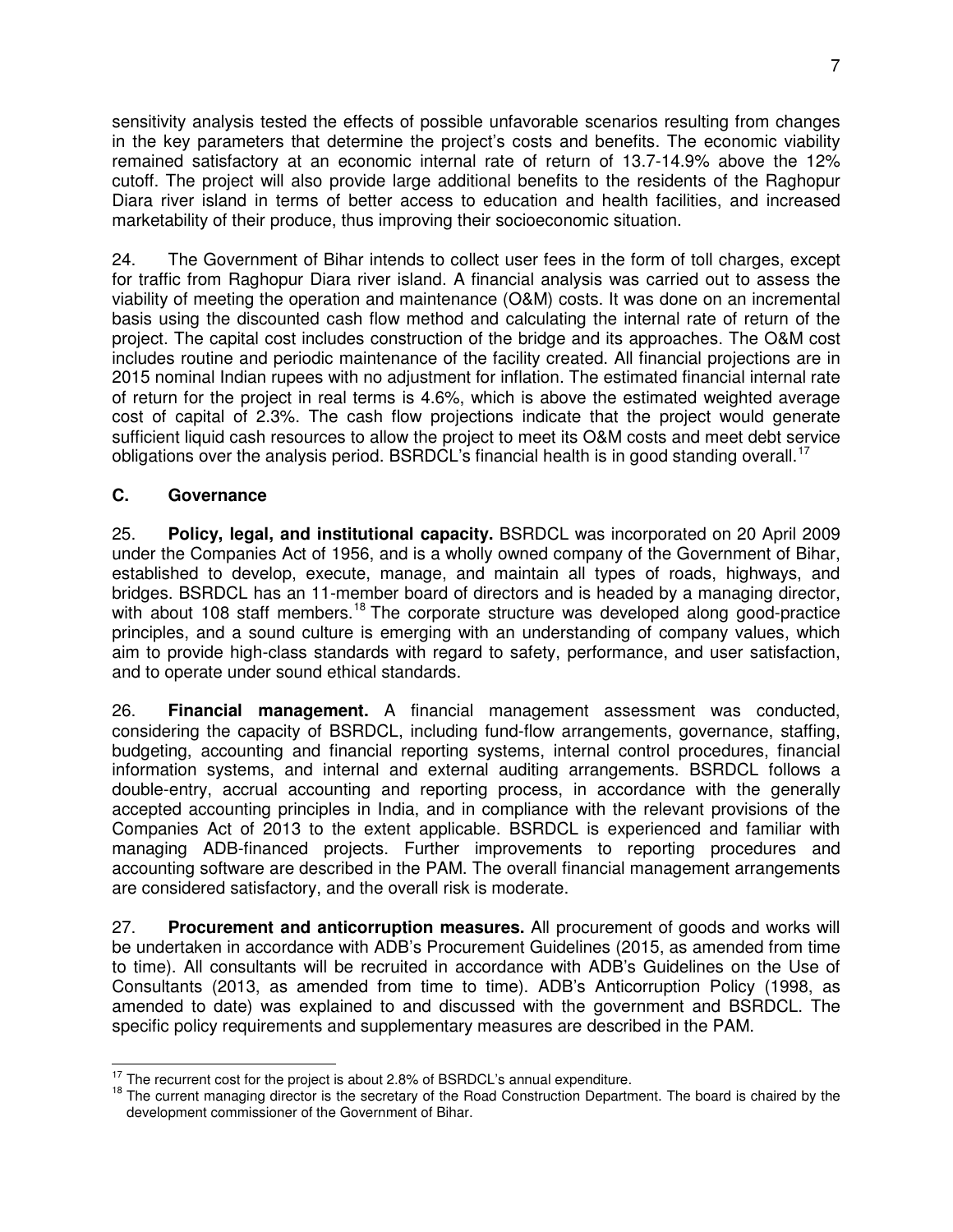sensitivity analysis tested the effects of possible unfavorable scenarios resulting from changes in the key parameters that determine the project's costs and benefits. The economic viability remained satisfactory at an economic internal rate of return of 13.7-14.9% above the 12% cutoff. The project will also provide large additional benefits to the residents of the Raghopur Diara river island in terms of better access to education and health facilities, and increased marketability of their produce, thus improving their socioeconomic situation.

24. The Government of Bihar intends to collect user fees in the form of toll charges, except for traffic from Raghopur Diara river island. A financial analysis was carried out to assess the viability of meeting the operation and maintenance (O&M) costs. It was done on an incremental basis using the discounted cash flow method and calculating the internal rate of return of the project. The capital cost includes construction of the bridge and its approaches. The O&M cost includes routine and periodic maintenance of the facility created. All financial projections are in 2015 nominal Indian rupees with no adjustment for inflation. The estimated financial internal rate of return for the project in real terms is 4.6%, which is above the estimated weighted average cost of capital of 2.3%. The cash flow projections indicate that the project would generate sufficient liquid cash resources to allow the project to meet its O&M costs and meet debt service obligations over the analysis period. BSRDCL's financial health is in good standing overall.[17]

### C. Governance

25. **Policy, legal, and institutional capacity.** BSRDCL was incorporated on 20 April 2009 under the Companies Act of 1956, and is a wholly owned company of the Government of Bihar, established to develop, execute, manage, and maintain all types of roads, highways, and bridges. BSRDCL has an 11-member board of directors and is headed by a managing director, with about 108 staff members.[18] The corporate structure was developed along good-practice principles, and a sound culture is emerging with an understanding of company values, which aim to provide high-class standards with regard to safety, performance, and user satisfaction, and to operate under sound ethical standards.

26. **Financial management.** A financial management assessment was conducted, considering the capacity of BSRDCL, including fund-flow arrangements, governance, staffing, budgeting, accounting and financial reporting systems, internal control procedures, financial information systems, and internal and external auditing arrangements. BSRDCL follows a double-entry, accrual accounting and reporting process, in accordance with the generally accepted accounting principles in India, and in compliance with the relevant provisions of the Companies Act of 2013 to the extent applicable. BSRDCL is experienced and familiar with managing ADB-financed projects. Further improvements to reporting procedures and accounting software are described in the PAM. The overall financial management arrangements are considered satisfactory, and the overall risk is moderate.

27. **Procurement and anticorruption measures.** All procurement of goods and works will be undertaken in accordance with ADB's Procurement Guidelines (2015, as amended from time to time). All consultants will be recruited in accordance with ADB's Guidelines on the Use of Consultants (2013, as amended from time to time). ADB's Anticorruption Policy (1998, as amended to date) was explained to and discussed with the government and BSRDCL. The specific policy requirements and supplementary measures are described in the PAM.

---

[17] The recurrent cost for the project is about 2.8% of BSRDCL's annual expenditure.

[18] The current managing director is the secretary of the Road Construction Department. The board is chaired by the development commissioner of the Government of Bihar.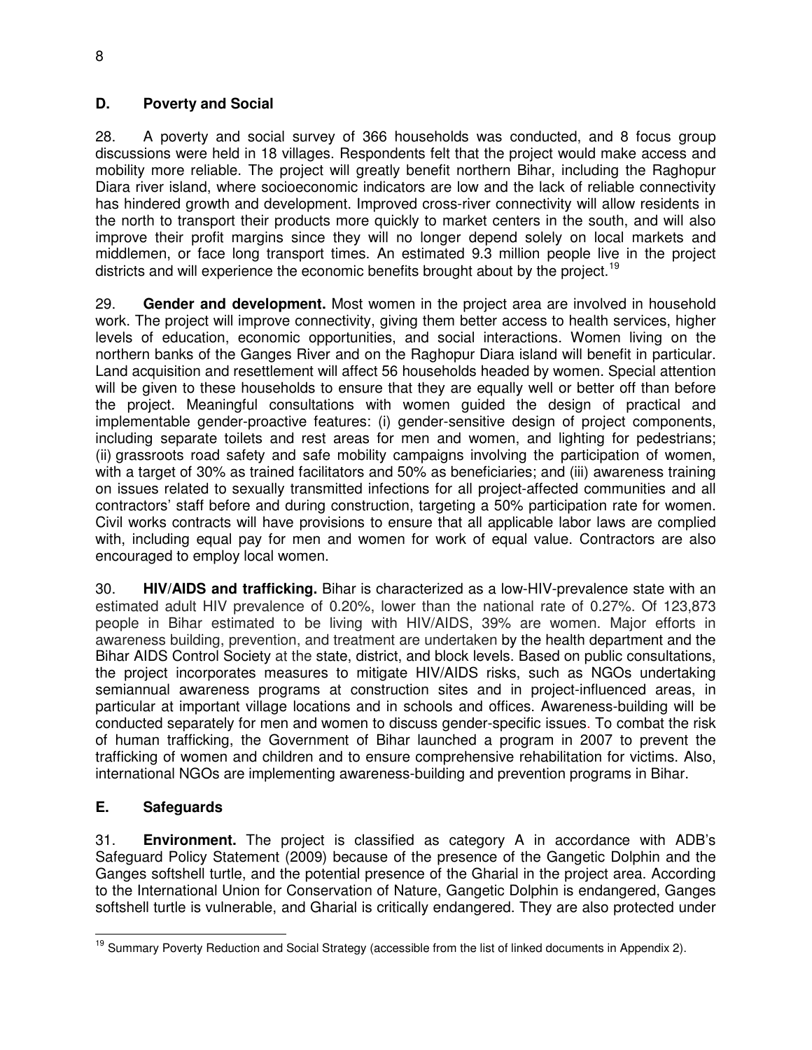## D. Poverty and Social

28. A poverty and social survey of 366 households was conducted, and 8 focus group discussions were held in 18 villages. Respondents felt that the project would make access and mobility more reliable. The project will greatly benefit northern Bihar, including the Raghopur Diara river island, where socioeconomic indicators are low and the lack of reliable connectivity has hindered growth and development. Improved cross-river connectivity will allow residents in the north to transport their products more quickly to market centers in the south, and will also improve their profit margins since they will no longer depend solely on local markets and middlemen, or face long transport times. An estimated 9.3 million people live in the project districts and will experience the economic benefits brought about by the project.[19]

29. **Gender and development.** Most women in the project area are involved in household work. The project will improve connectivity, giving them better access to health services, higher levels of education, economic opportunities, and social interactions. Women living on the northern banks of the Ganges River and on the Raghopur Diara island will benefit in particular. Land acquisition and resettlement will affect 56 households headed by women. Special attention will be given to these households to ensure that they are equally well or better off than before the project. Meaningful consultations with women guided the design of practical and implementable gender-proactive features: (i) gender-sensitive design of project components, including separate toilets and rest areas for men and women, and lighting for pedestrians; (ii) grassroots road safety and safe mobility campaigns involving the participation of women, with a target of 30% as trained facilitators and 50% as beneficiaries; and (iii) awareness training on issues related to sexually transmitted infections for all project-affected communities and all contractors' staff before and during construction, targeting a 50% participation rate for women. Civil works contracts will have provisions to ensure that all applicable labor laws are complied with, including equal pay for men and women for work of equal value. Contractors are also encouraged to employ local women.

30. **HIV/AIDS and trafficking.** Bihar is characterized as a low-HIV-prevalence state with an estimated adult HIV prevalence of 0.20%, lower than the national rate of 0.27%. Of 123,873 people in Bihar estimated to be living with HIV/AIDS, 39% are women. Major efforts in awareness building, prevention, and treatment are undertaken by the health department and the Bihar AIDS Control Society at the state, district, and block levels. Based on public consultations, the project incorporates measures to mitigate HIV/AIDS risks, such as NGOs undertaking semiannual awareness programs at construction sites and in project-influenced areas, in particular at important village locations and in schools and offices. Awareness-building will be conducted separately for men and women to discuss gender-specific issues. To combat the risk of human trafficking, the Government of Bihar launched a program in 2007 to prevent the trafficking of women and children and to ensure comprehensive rehabilitation for victims. Also, international NGOs are implementing awareness-building and prevention programs in Bihar.

## E. Safeguards

31. **Environment.** The project is classified as category A in accordance with ADB's Safeguard Policy Statement (2009) because of the presence of the Gangetic Dolphin and the Ganges softshell turtle, and the potential presence of the Gharial in the project area. According to the International Union for Conservation of Nature, Gangetic Dolphin is endangered, Ganges softshell turtle is vulnerable, and Gharial is critically endangered. They are also protected under

[19] Summary Poverty Reduction and Social Strategy (accessible from the list of linked documents in Appendix 2).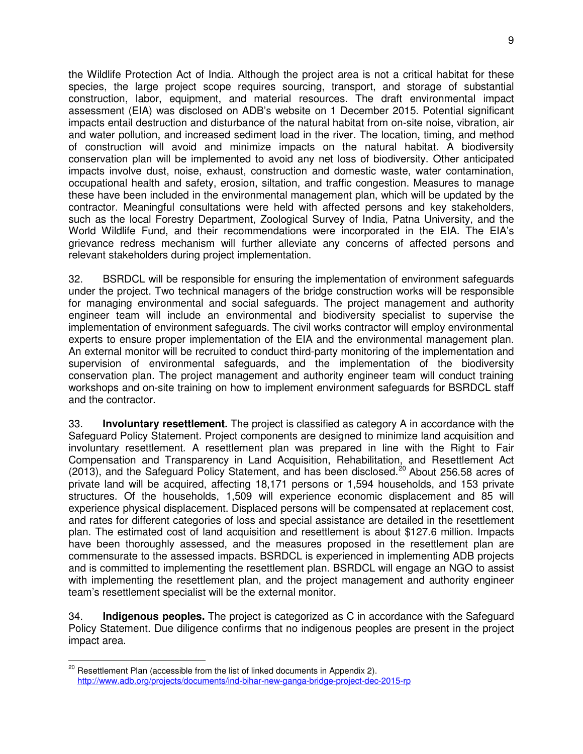the Wildlife Protection Act of India. Although the project area is not a critical habitat for these species, the large project scope requires sourcing, transport, and storage of substantial construction, labor, equipment, and material resources. The draft environmental impact assessment (EIA) was disclosed on ADB's website on 1 December 2015. Potential significant impacts entail destruction and disturbance of the natural habitat from on-site noise, vibration, air and water pollution, and increased sediment load in the river. The location, timing, and method of construction will avoid and minimize impacts on the natural habitat. A biodiversity conservation plan will be implemented to avoid any net loss of biodiversity. Other anticipated impacts involve dust, noise, exhaust, construction and domestic waste, water contamination, occupational health and safety, erosion, siltation, and traffic congestion. Measures to manage these have been included in the environmental management plan, which will be updated by the contractor. Meaningful consultations were held with affected persons and key stakeholders, such as the local Forestry Department, Zoological Survey of India, Patna University, and the World Wildlife Fund, and their recommendations were incorporated in the EIA. The EIA's grievance redress mechanism will further alleviate any concerns of affected persons and relevant stakeholders during project implementation.

32. BSRDCL will be responsible for ensuring the implementation of environment safeguards under the project. Two technical managers of the bridge construction works will be responsible for managing environmental and social safeguards. The project management and authority engineer team will include an environmental and biodiversity specialist to supervise the implementation of environment safeguards. The civil works contractor will employ environmental experts to ensure proper implementation of the EIA and the environmental management plan. An external monitor will be recruited to conduct third-party monitoring of the implementation and supervision of environmental safeguards, and the implementation of the biodiversity conservation plan. The project management and authority engineer team will conduct training workshops and on-site training on how to implement environment safeguards for BSRDCL staff and the contractor.

33. **Involuntary resettlement.** The project is classified as category A in accordance with the Safeguard Policy Statement. Project components are designed to minimize land acquisition and involuntary resettlement. A resettlement plan was prepared in line with the Right to Fair Compensation and Transparency in Land Acquisition, Rehabilitation, and Resettlement Act (2013), and the Safeguard Policy Statement, and has been disclosed.[20] About 256.58 acres of private land will be acquired, affecting 18,171 persons or 1,594 households, and 153 private structures. Of the households, 1,509 will experience economic displacement and 85 will experience physical displacement. Displaced persons will be compensated at replacement cost, and rates for different categories of loss and special assistance are detailed in the resettlement plan. The estimated cost of land acquisition and resettlement is about $127.6 million. Impacts have been thoroughly assessed, and the measures proposed in the resettlement plan are commensurate to the assessed impacts. BSRDCL is experienced in implementing ADB projects and is committed to implementing the resettlement plan. BSRDCL will engage an NGO to assist with implementing the resettlement plan, and the project management and authority engineer team's resettlement specialist will be the external monitor.

34. **Indigenous peoples.** The project is categorized as C in accordance with the Safeguard Policy Statement. Due diligence confirms that no indigenous peoples are present in the project impact area.

---

[20] Resettlement Plan (accessible from the list of linked documents in Appendix 2). http://www.adb.org/projects/documents/ind-bihar-new-ganga-bridge-project-dec-2015-rp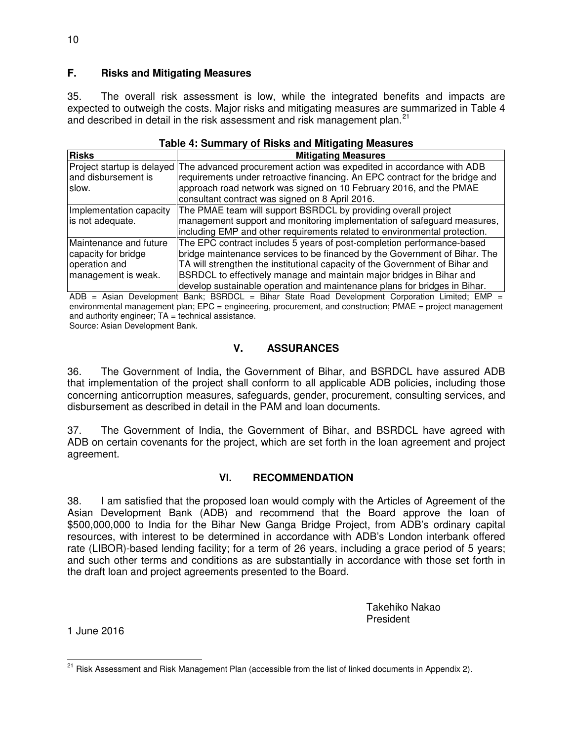### F. Risks and Mitigating Measures

35. The overall risk assessment is low, while the integrated benefits and impacts are expected to outweigh the costs. Major risks and mitigating measures are summarized in Table 4 and described in detail in the risk assessment and risk management plan.[21]

**Table 4: Summary of Risks and Mitigating Measures**

| Risks | Mitigating Measures |
|---|---|
| Project startup is delayed and disbursement is slow. | The advanced procurement action was expedited in accordance with ADB requirements under retroactive financing. An EPC contract for the bridge and approach road network was signed on 10 February 2016, and the PMAE consultant contract was signed on 8 April 2016. |
| Implementation capacity is not adequate. | The PMAE team will support BSRDCL by providing overall project management support and monitoring implementation of safeguard measures, including EMP and other requirements related to environmental protection. |
| Maintenance and future capacity for bridge operation and management is weak. | The EPC contract includes 5 years of post-completion performance-based bridge maintenance services to be financed by the Government of Bihar. The TA will strengthen the institutional capacity of the Government of Bihar and BSRDCL to effectively manage and maintain major bridges in Bihar and develop sustainable operation and maintenance plans for bridges in Bihar. |

ADB = Asian Development Bank; BSRDCL = Bihar State Road Development Corporation Limited; EMP = environmental management plan; EPC = engineering, procurement, and construction; PMAE = project management and authority engineer; TA = technical assistance.
Source: Asian Development Bank.

## V. ASSURANCES

36. The Government of India, the Government of Bihar, and BSRDCL have assured ADB that implementation of the project shall conform to all applicable ADB policies, including those concerning anticorruption measures, safeguards, gender, procurement, consulting services, and disbursement as described in detail in the PAM and loan documents.

37. The Government of India, the Government of Bihar, and BSRDCL have agreed with ADB on certain covenants for the project, which are set forth in the loan agreement and project agreement.

## VI. RECOMMENDATION

38. I am satisfied that the proposed loan would comply with the Articles of Agreement of the Asian Development Bank (ADB) and recommend that the Board approve the loan of $500,000,000 to India for the Bihar New Ganga Bridge Project, from ADB's ordinary capital resources, with interest to be determined in accordance with ADB's London interbank offered rate (LIBOR)-based lending facility; for a term of 26 years, including a grace period of 5 years; and such other terms and conditions as are substantially in accordance with those set forth in the draft loan and project agreements presented to the Board.

Takehiko Nakao
President

1 June 2016

[21] Risk Assessment and Risk Management Plan (accessible from the list of linked documents in Appendix 2).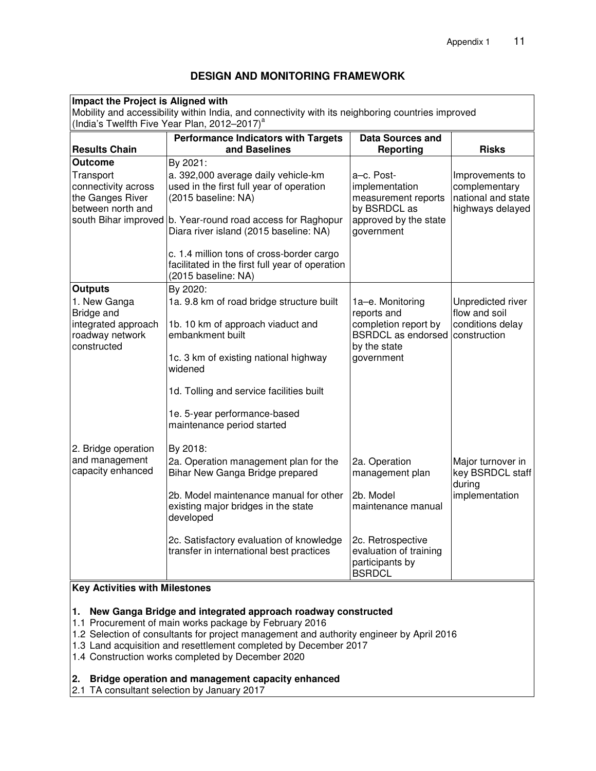# DESIGN AND MONITORING FRAMEWORK

**Impact the Project is Aligned with**

Mobility and accessibility within India, and connectivity with its neighboring countries improved (India's Twelfth Five Year Plan, 2012–2017)[a]

| Results Chain | Performance Indicators with Targets and Baselines | Data Sources and Reporting | Risks |
|---|---|---|---|
| **Outcome**<br>Transport connectivity across the Ganges River between north and south Bihar improved | By 2021:<br>a. 392,000 average daily vehicle-km used in the first full year of operation (2015 baseline: NA)<br><br>b. Year-round road access for Raghopur Diara river island (2015 baseline: NA)<br><br>c. 1.4 million tons of cross-border cargo facilitated in the first full year of operation (2015 baseline: NA) | a–c. Post-implementation measurement reports by BSRDCL as approved by the state government | Improvements to complementary national and state highways delayed |
| **Outputs**<br>1. New Ganga Bridge and integrated approach roadway network constructed | By 2020:<br>1a. 9.8 km of road bridge structure built<br><br>1b. 10 km of approach viaduct and embankment built<br><br>1c. 3 km of existing national highway widened<br><br>1d. Tolling and service facilities built<br><br>1e. 5-year performance-based maintenance period started | 1a–e. Monitoring reports and completion report by BSRDCL as endorsed by the state government | Unpredicted river flow and soil conditions delay construction |
| 2. Bridge operation and management capacity enhanced | By 2018:<br>2a. Operation management plan for the Bihar New Ganga Bridge prepared<br><br>2b. Model maintenance manual for other existing major bridges in the state developed<br><br>2c. Satisfactory evaluation of knowledge transfer in international best practices | 2a. Operation management plan<br><br>2b. Model maintenance manual<br><br>2c. Retrospective evaluation of training participants by BSRDCL | Major turnover in key BSRDCL staff during implementation |

**Key Activities with Milestones**

**1. New Ganga Bridge and integrated approach roadway constructed**

1.1 Procurement of main works package by February 2016
1.2 Selection of consultants for project management and authority engineer by April 2016
1.3 Land acquisition and resettlement completed by December 2017
1.4 Construction works completed by December 2020

**2. Bridge operation and management capacity enhanced**

2.1 TA consultant selection by January 2017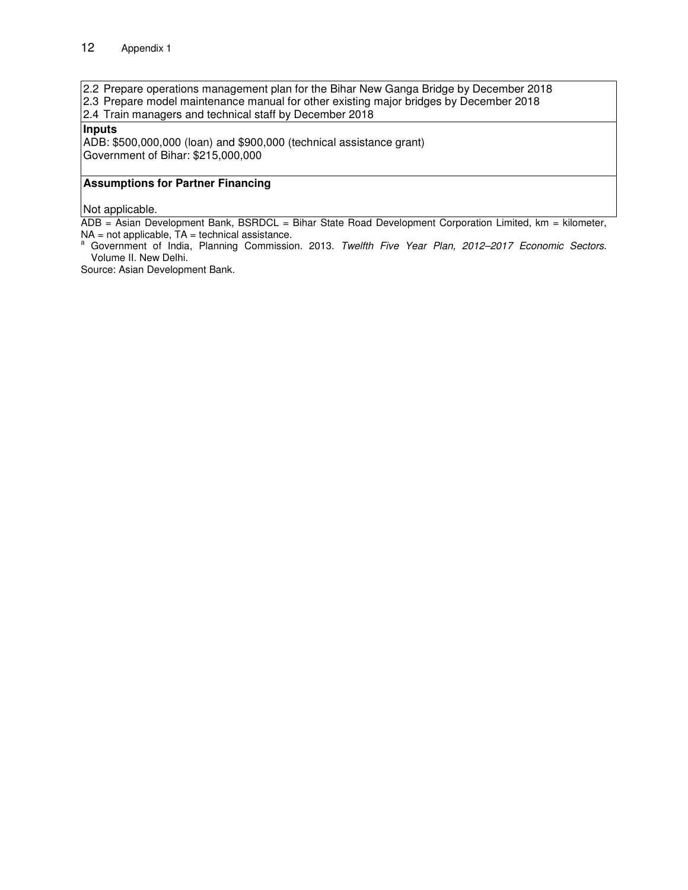2.2 Prepare operations management plan for the Bihar New Ganga Bridge by December 2018
2.3 Prepare model maintenance manual for other existing major bridges by December 2018
2.4 Train managers and technical staff by December 2018

**Inputs**

ADB: $500,000,000 (loan) and $900,000 (technical assistance grant)
Government of Bihar: $215,000,000

**Assumptions for Partner Financing**

Not applicable.

ADB = Asian Development Bank, BSRDCL = Bihar State Road Development Corporation Limited, km = kilometer, NA = not applicable, TA = technical assistance.

[a] Government of India, Planning Commission. 2013. *Twelfth Five Year Plan, 2012–2017 Economic Sectors.* Volume II. New Delhi.

Source: Asian Development Bank.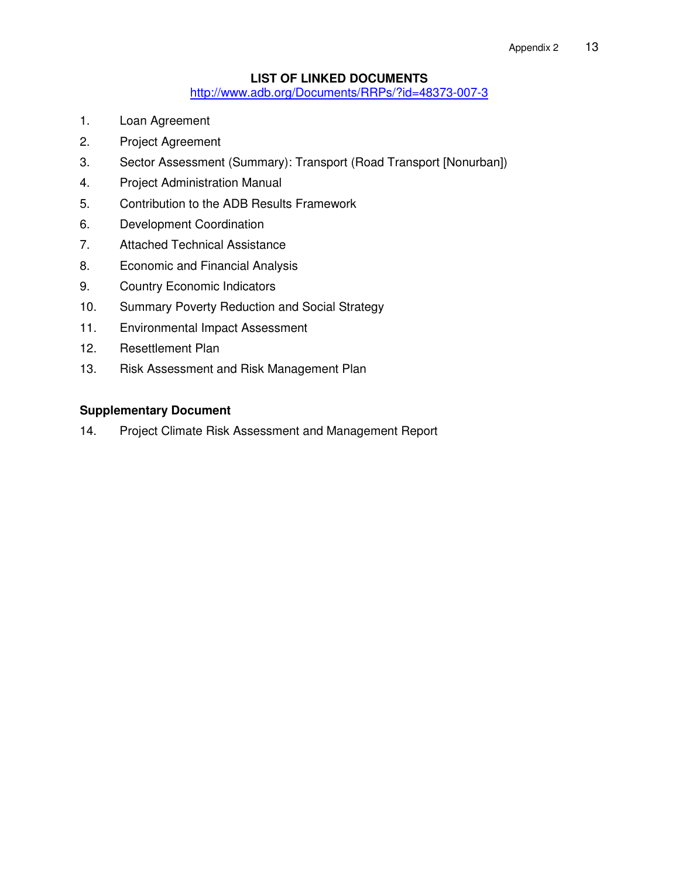## LIST OF LINKED DOCUMENTS

http://www.adb.org/Documents/RRPs/?id=48373-007-3

1. Loan Agreement
2. Project Agreement
3. Sector Assessment (Summary): Transport (Road Transport [Nonurban])
4. Project Administration Manual
5. Contribution to the ADB Results Framework
6. Development Coordination
7. Attached Technical Assistance
8. Economic and Financial Analysis
9. Country Economic Indicators
10. Summary Poverty Reduction and Social Strategy
11. Environmental Impact Assessment
12. Resettlement Plan
13. Risk Assessment and Risk Management Plan

**Supplementary Document**

14. Project Climate Risk Assessment and Management Report